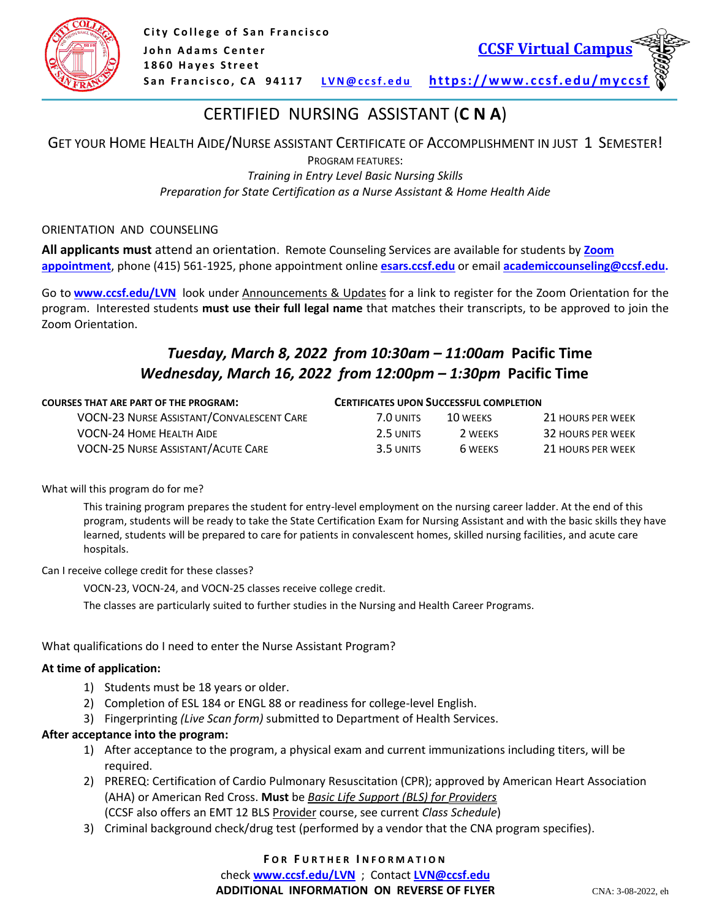City College of San Francisco
John Adams Center
1860 Hayes Street
San Francisco, CA 94117 LVN@ccsf.edu

**CCSF Virtual Campus**
**https://www.ccsf.edu/myccsf**

# CERTIFIED NURSING ASSISTANT (**C N A**)

## GET YOUR HOME HEALTH AIDE/NURSE ASSISTANT CERTIFICATE OF ACCOMPLISHMENT IN JUST 1 SEMESTER!

PROGRAM FEATURES:

*Training in Entry Level Basic Nursing Skills*

*Preparation for State Certification as a Nurse Assistant & Home Health Aide*

ORIENTATION AND COUNSELING

**All applicants must** attend an orientation. Remote Counseling Services are available for students by **Zoom appointment**, phone (415) 561-1925, phone appointment online **esars.ccsf.edu** or email **academiccounseling@ccsf.edu.**

Go to **www.ccsf.edu/LVN** look under Announcements & Updates for a link to register for the Zoom Orientation for the program. Interested students **must use their full legal name** that matches their transcripts, to be approved to join the Zoom Orientation.

***Tuesday, March 8, 2022 from 10:30am – 11:00am*** **Pacific Time**

***Wednesday, March 16, 2022 from 12:00pm – 1:30pm*** **Pacific Time**

| **COURSES THAT ARE PART OF THE PROGRAM:** | **CERTIFICATES UPON SUCCESSFUL COMPLETION** | | |
|---|---|---|---|
| VOCN-23 NURSE ASSISTANT/CONVALESCENT CARE | 7.0 UNITS | 10 WEEKS | 21 HOURS PER WEEK |
| VOCN-24 HOME HEALTH AIDE | 2.5 UNITS | 2 WEEKS | 32 HOURS PER WEEK |
| VOCN-25 NURSE ASSISTANT/ACUTE CARE | 3.5 UNITS | 6 WEEKS | 21 HOURS PER WEEK |

What will this program do for me?

This training program prepares the student for entry-level employment on the nursing career ladder. At the end of this program, students will be ready to take the State Certification Exam for Nursing Assistant and with the basic skills they have learned, students will be prepared to care for patients in convalescent homes, skilled nursing facilities, and acute care hospitals.

Can I receive college credit for these classes?

VOCN-23, VOCN-24, and VOCN-25 classes receive college credit.

The classes are particularly suited to further studies in the Nursing and Health Career Programs.

What qualifications do I need to enter the Nurse Assistant Program?

**At time of application:**

1) Students must be 18 years or older.
2) Completion of ESL 184 or ENGL 88 or readiness for college-level English.
3) Fingerprinting *(Live Scan form)* submitted to Department of Health Services.

**After acceptance into the program:**

1) After acceptance to the program, a physical exam and current immunizations including titers, will be required.
2) PREREQ: Certification of Cardio Pulmonary Resuscitation (CPR); approved by American Heart Association (AHA) or American Red Cross. **Must** be *Basic Life Support (BLS) for Providers* (CCSF also offers an EMT 12 BLS Provider course, see current *Class Schedule*)
3) Criminal background check/drug test (performed by a vendor that the CNA program specifies).

**FOR FURTHER INFORMATION**

check **www.ccsf.edu/LVN** ; Contact **LVN@ccsf.edu**

**ADDITIONAL INFORMATION ON REVERSE OF FLYER**

CNA: 3-08-2022, eh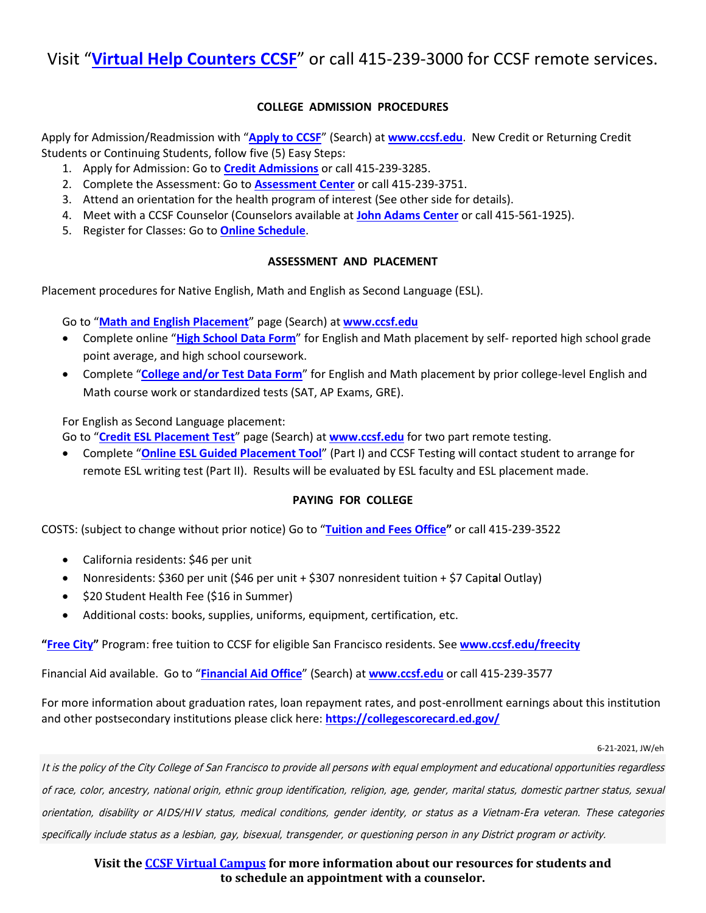Visit "**Virtual Help Counters CCSF**" or call 415-239-3000 for CCSF remote services.

## COLLEGE ADMISSION PROCEDURES

Apply for Admission/Readmission with "**Apply to CCSF**" (Search) at **www.ccsf.edu**. New Credit or Returning Credit Students or Continuing Students, follow five (5) Easy Steps:

1. Apply for Admission: Go to **Credit Admissions** or call 415-239-3285.
2. Complete the Assessment: Go to **Assessment Center** or call 415-239-3751.
3. Attend an orientation for the health program of interest (See other side for details).
4. Meet with a CCSF Counselor (Counselors available at **John Adams Center** or call 415-561-1925).
5. Register for Classes: Go to **Online Schedule**.

## ASSESSMENT AND PLACEMENT

Placement procedures for Native English, Math and English as Second Language (ESL).

Go to "**Math and English Placement**" page (Search) at **www.ccsf.edu**

- Complete online "**High School Data Form**" for English and Math placement by self- reported high school grade point average, and high school coursework.
- Complete "**College and/or Test Data Form**" for English and Math placement by prior college-level English and Math course work or standardized tests (SAT, AP Exams, GRE).

For English as Second Language placement:
Go to "**Credit ESL Placement Test**" page (Search) at **www.ccsf.edu** for two part remote testing.

- Complete "**Online ESL Guided Placement Tool**" (Part I) and CCSF Testing will contact student to arrange for remote ESL writing test (Part II). Results will be evaluated by ESL faculty and ESL placement made.

## PAYING FOR COLLEGE

COSTS: (subject to change without prior notice) Go to "**Tuition and Fees Office**" or call 415-239-3522

- California residents: $46 per unit
- Nonresidents: $360 per unit ($46 per unit + $307 nonresident tuition + $7 Capital Outlay)
- $20 Student Health Fee ($16 in Summer)
- Additional costs: books, supplies, uniforms, equipment, certification, etc.

**"Free City"** Program: free tuition to CCSF for eligible San Francisco residents. See **www.ccsf.edu/freecity**

Financial Aid available. Go to "**Financial Aid Office**" (Search) at **www.ccsf.edu** or call 415-239-3577

For more information about graduation rates, loan repayment rates, and post-enrollment earnings about this institution and other postsecondary institutions please click here: **https://collegescorecard.ed.gov/**

6-21-2021, JW/eh

*It is the policy of the City College of San Francisco to provide all persons with equal employment and educational opportunities regardless of race, color, ancestry, national origin, ethnic group identification, religion, age, gender, marital status, domestic partner status, sexual orientation, disability or AIDS/HIV status, medical conditions, gender identity, or status as a Vietnam-Era veteran. These categories specifically include status as a lesbian, gay, bisexual, transgender, or questioning person in any District program or activity.*

**Visit the CCSF Virtual Campus for more information about our resources for students and to schedule an appointment with a counselor.**